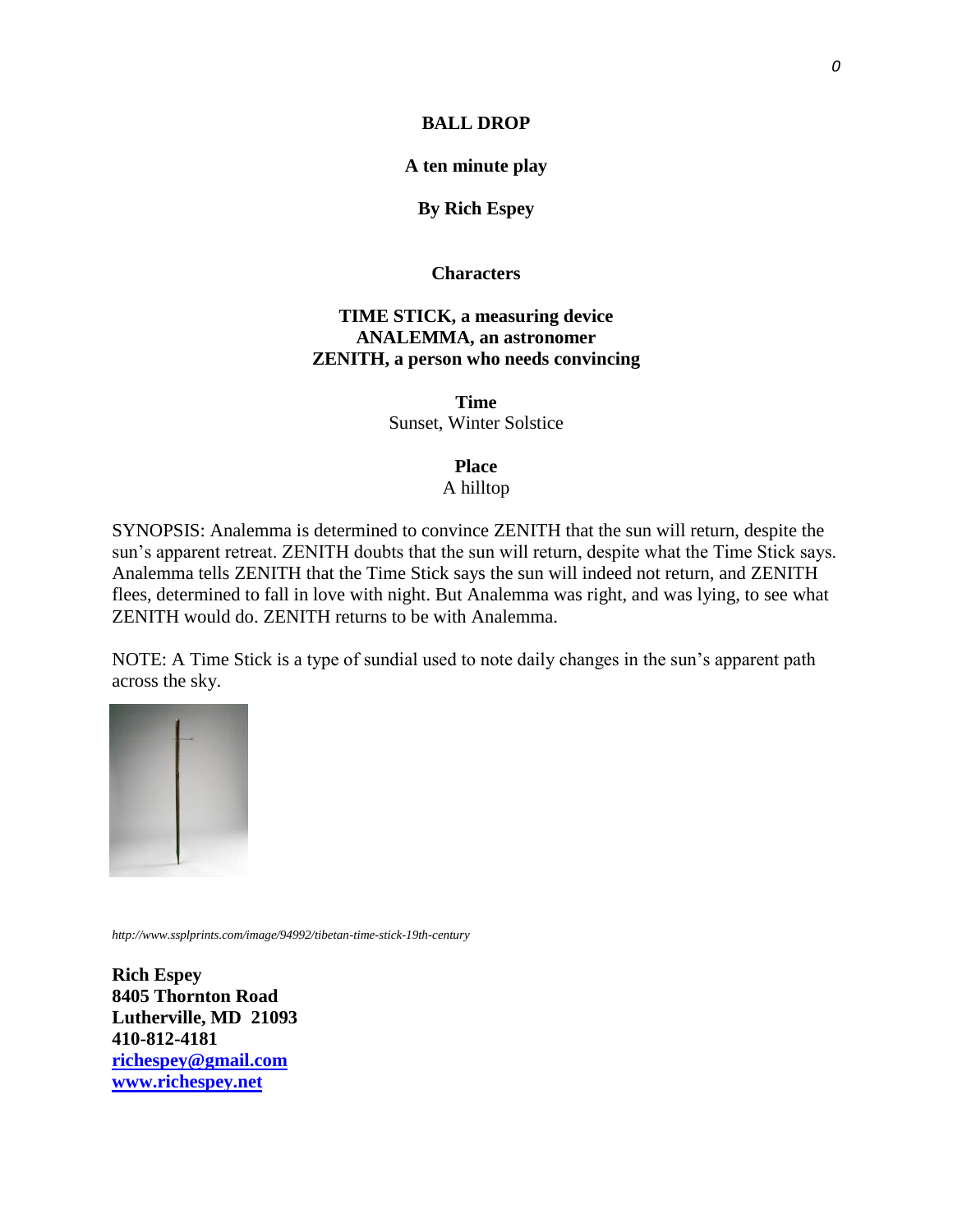# BALL DROP

**A ten minute play**

**By Rich Espey**

**Characters**

**TIME STICK, a measuring device**
**ANALEMMA, an astronomer**
**ZENITH, a person who needs convincing**

**Time**
Sunset, Winter Solstice

**Place**
A hilltop

SYNOPSIS: Analemma is determined to convince ZENITH that the sun will return, despite the sun's apparent retreat. ZENITH doubts that the sun will return, despite what the Time Stick says. Analemma tells ZENITH that the Time Stick says the sun will indeed not return, and ZENITH flees, determined to fall in love with night. But Analemma was right, and was lying, to see what ZENITH would do. ZENITH returns to be with Analemma.

NOTE: A Time Stick is a type of sundial used to note daily changes in the sun's apparent path across the sky.

*http://www.ssplprints.com/image/94992/tibetan-time-stick-19th-century*

**Rich Espey**
**8405 Thornton Road**
**Lutherville, MD 21093**
**410-812-4181**
**richespey@gmail.com**
**www.richespey.net**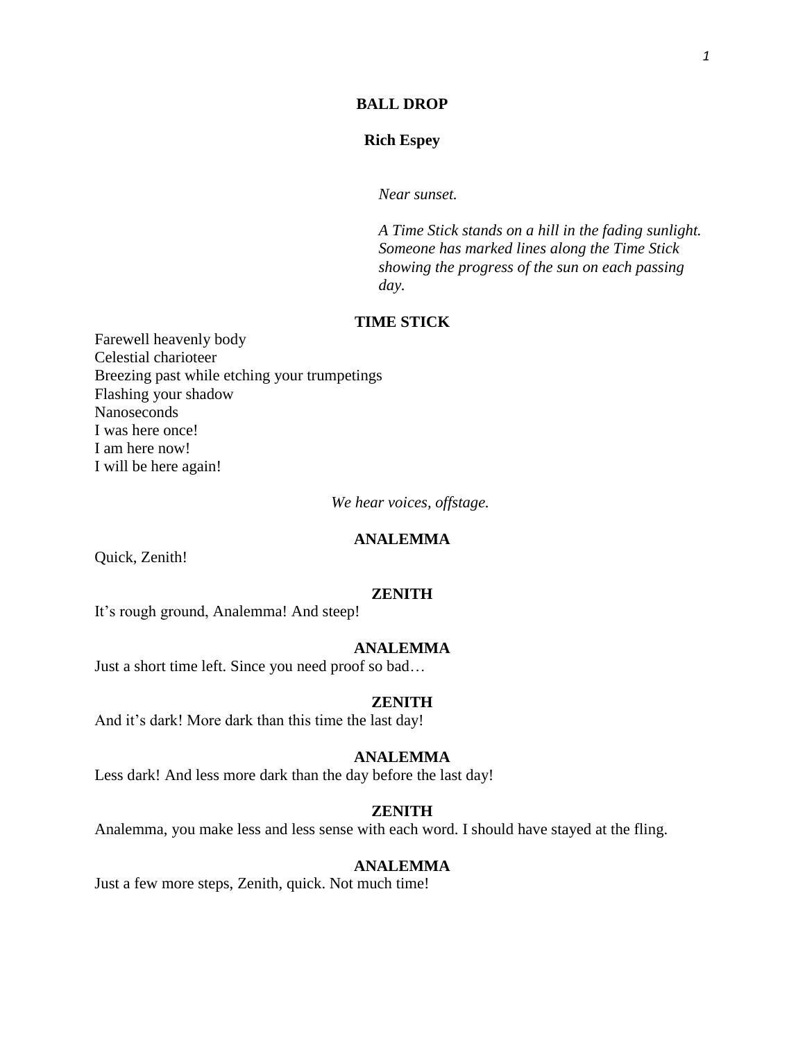# BALL DROP

**Rich Espey**

*Near sunset.*

*A Time Stick stands on a hill in the fading sunlight. Someone has marked lines along the Time Stick showing the progress of the sun on each passing day.*

**TIME STICK**

Farewell heavenly body
Celestial charioteer
Breezing past while etching your trumpetings
Flashing your shadow
Nanoseconds
I was here once!
I am here now!
I will be here again!

*We hear voices, offstage.*

**ANALEMMA**

Quick, Zenith!

**ZENITH**

It's rough ground, Analemma! And steep!

**ANALEMMA**

Just a short time left. Since you need proof so bad…

**ZENITH**

And it's dark! More dark than this time the last day!

**ANALEMMA**

Less dark! And less more dark than the day before the last day!

**ZENITH**

Analemma, you make less and less sense with each word. I should have stayed at the fling.

**ANALEMMA**

Just a few more steps, Zenith, quick. Not much time!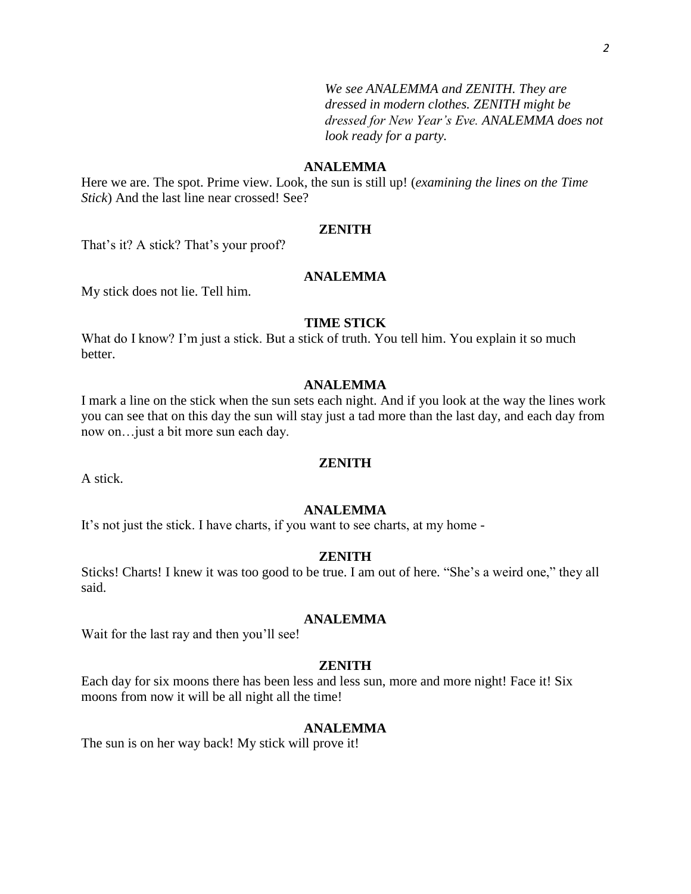*We see ANALEMMA and ZENITH. They are dressed in modern clothes. ZENITH might be dressed for New Year's Eve. ANALEMMA does not look ready for a party.*

**ANALEMMA**

Here we are. The spot. Prime view. Look, the sun is still up! (*examining the lines on the Time Stick*) And the last line near crossed! See?

**ZENITH**

That's it? A stick? That's your proof?

**ANALEMMA**

My stick does not lie. Tell him.

**TIME STICK**

What do I know? I'm just a stick. But a stick of truth. You tell him. You explain it so much better.

**ANALEMMA**

I mark a line on the stick when the sun sets each night. And if you look at the way the lines work you can see that on this day the sun will stay just a tad more than the last day, and each day from now on…just a bit more sun each day.

**ZENITH**

A stick.

**ANALEMMA**

It's not just the stick. I have charts, if you want to see charts, at my home -

**ZENITH**

Sticks! Charts! I knew it was too good to be true. I am out of here. "She's a weird one," they all said.

**ANALEMMA**

Wait for the last ray and then you'll see!

**ZENITH**

Each day for six moons there has been less and less sun, more and more night! Face it! Six moons from now it will be all night all the time!

**ANALEMMA**

The sun is on her way back! My stick will prove it!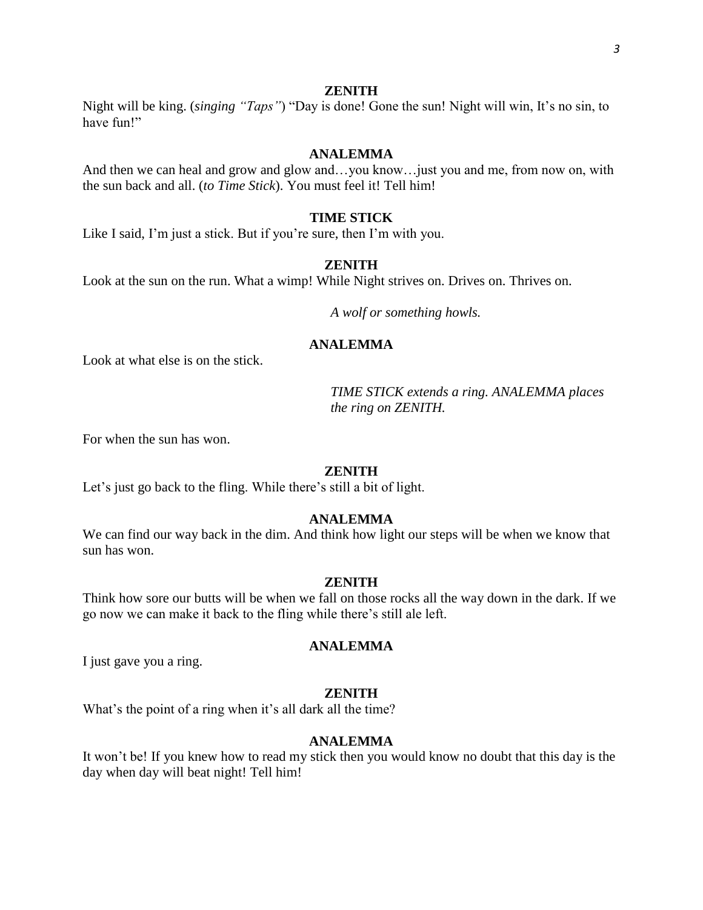**ZENITH**

Night will be king. (*singing "Taps"*) "Day is done! Gone the sun! Night will win, It's no sin, to have fun!"

**ANALEMMA**

And then we can heal and grow and glow and…you know…just you and me, from now on, with the sun back and all. (*to Time Stick*). You must feel it! Tell him!

**TIME STICK**

Like I said, I'm just a stick. But if you're sure, then I'm with you.

**ZENITH**

Look at the sun on the run. What a wimp! While Night strives on. Drives on. Thrives on.

*A wolf or something howls.*

**ANALEMMA**

Look at what else is on the stick.

*TIME STICK extends a ring. ANALEMMA places the ring on ZENITH.*

For when the sun has won.

**ZENITH**

Let's just go back to the fling. While there's still a bit of light.

**ANALEMMA**

We can find our way back in the dim. And think how light our steps will be when we know that sun has won.

**ZENITH**

Think how sore our butts will be when we fall on those rocks all the way down in the dark. If we go now we can make it back to the fling while there's still ale left.

**ANALEMMA**

I just gave you a ring.

**ZENITH**

What's the point of a ring when it's all dark all the time?

**ANALEMMA**

It won't be! If you knew how to read my stick then you would know no doubt that this day is the day when day will beat night! Tell him!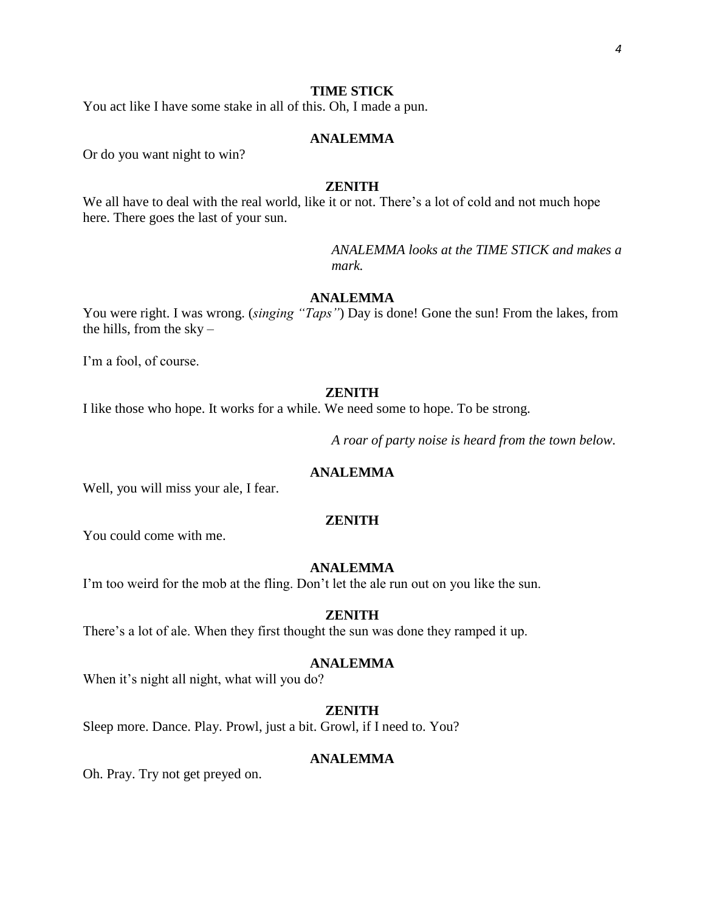**TIME STICK**

You act like I have some stake in all of this. Oh, I made a pun.

**ANALEMMA**

Or do you want night to win?

**ZENITH**

We all have to deal with the real world, like it or not. There's a lot of cold and not much hope here. There goes the last of your sun.

*ANALEMMA looks at the TIME STICK and makes a mark.*

**ANALEMMA**

You were right. I was wrong. (*singing "Taps"*) Day is done! Gone the sun! From the lakes, from the hills, from the sky –

I'm a fool, of course.

**ZENITH**

I like those who hope. It works for a while. We need some to hope. To be strong.

*A roar of party noise is heard from the town below.*

**ANALEMMA**

Well, you will miss your ale, I fear.

**ZENITH**

You could come with me.

**ANALEMMA**

I'm too weird for the mob at the fling. Don't let the ale run out on you like the sun.

**ZENITH**

There's a lot of ale. When they first thought the sun was done they ramped it up.

**ANALEMMA**

When it's night all night, what will you do?

**ZENITH**

Sleep more. Dance. Play. Prowl, just a bit. Growl, if I need to. You?

**ANALEMMA**

Oh. Pray. Try not get preyed on.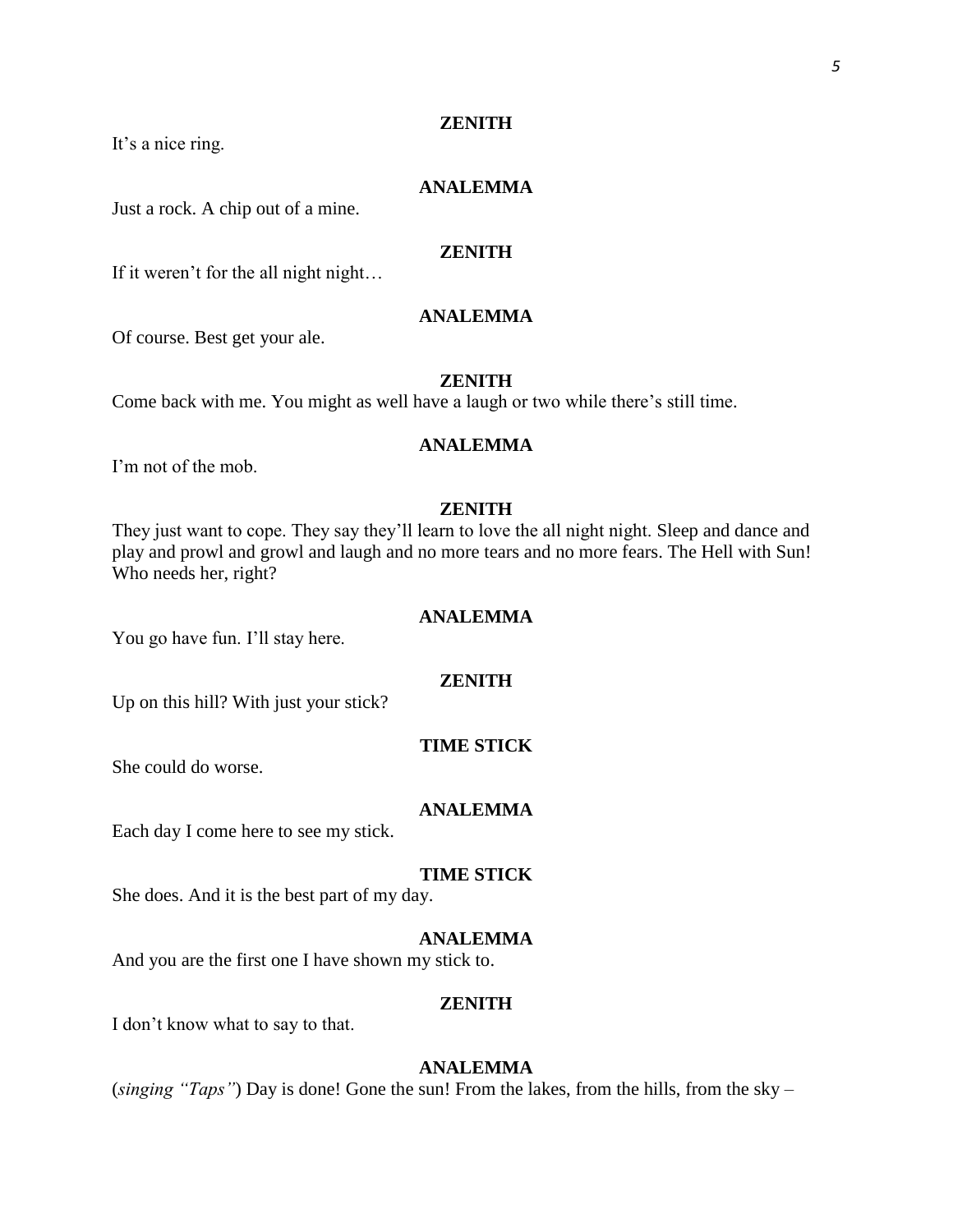**ZENITH**

It's a nice ring.

**ANALEMMA**

Just a rock. A chip out of a mine.

**ZENITH**

If it weren't for the all night night…

**ANALEMMA**

Of course. Best get your ale.

**ZENITH**

Come back with me. You might as well have a laugh or two while there's still time.

**ANALEMMA**

I'm not of the mob.

**ZENITH**

They just want to cope. They say they'll learn to love the all night night. Sleep and dance and play and prowl and growl and laugh and no more tears and no more fears. The Hell with Sun! Who needs her, right?

**ANALEMMA**

You go have fun. I'll stay here.

**ZENITH**

Up on this hill? With just your stick?

**TIME STICK**

She could do worse.

**ANALEMMA**

Each day I come here to see my stick.

**TIME STICK**

She does. And it is the best part of my day.

**ANALEMMA**

And you are the first one I have shown my stick to.

**ZENITH**

I don't know what to say to that.

**ANALEMMA**

(*singing "Taps"*) Day is done! Gone the sun! From the lakes, from the hills, from the sky –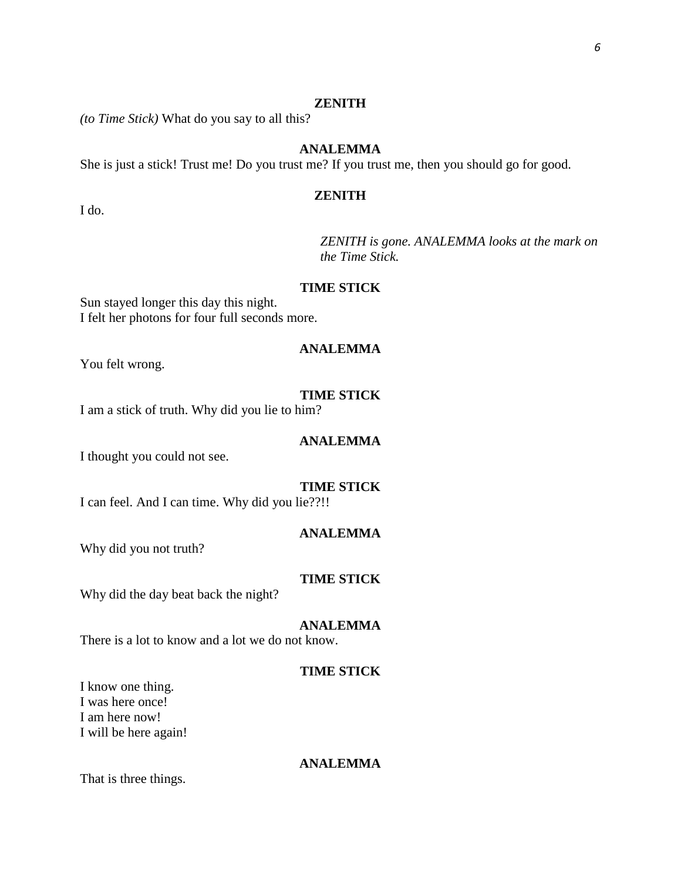**ZENITH**

*(to Time Stick)* What do you say to all this?

**ANALEMMA**

She is just a stick! Trust me! Do you trust me? If you trust me, then you should go for good.

**ZENITH**

I do.

*ZENITH is gone. ANALEMMA looks at the mark on the Time Stick.*

**TIME STICK**

Sun stayed longer this day this night.
I felt her photons for four full seconds more.

**ANALEMMA**

You felt wrong.

**TIME STICK**

I am a stick of truth. Why did you lie to him?

**ANALEMMA**

I thought you could not see.

**TIME STICK**

I can feel. And I can time. Why did you lie??!!

**ANALEMMA**

Why did you not truth?

**TIME STICK**

Why did the day beat back the night?

**ANALEMMA**

There is a lot to know and a lot we do not know.

**TIME STICK**

I know one thing.
I was here once!
I am here now!
I will be here again!

**ANALEMMA**

That is three things.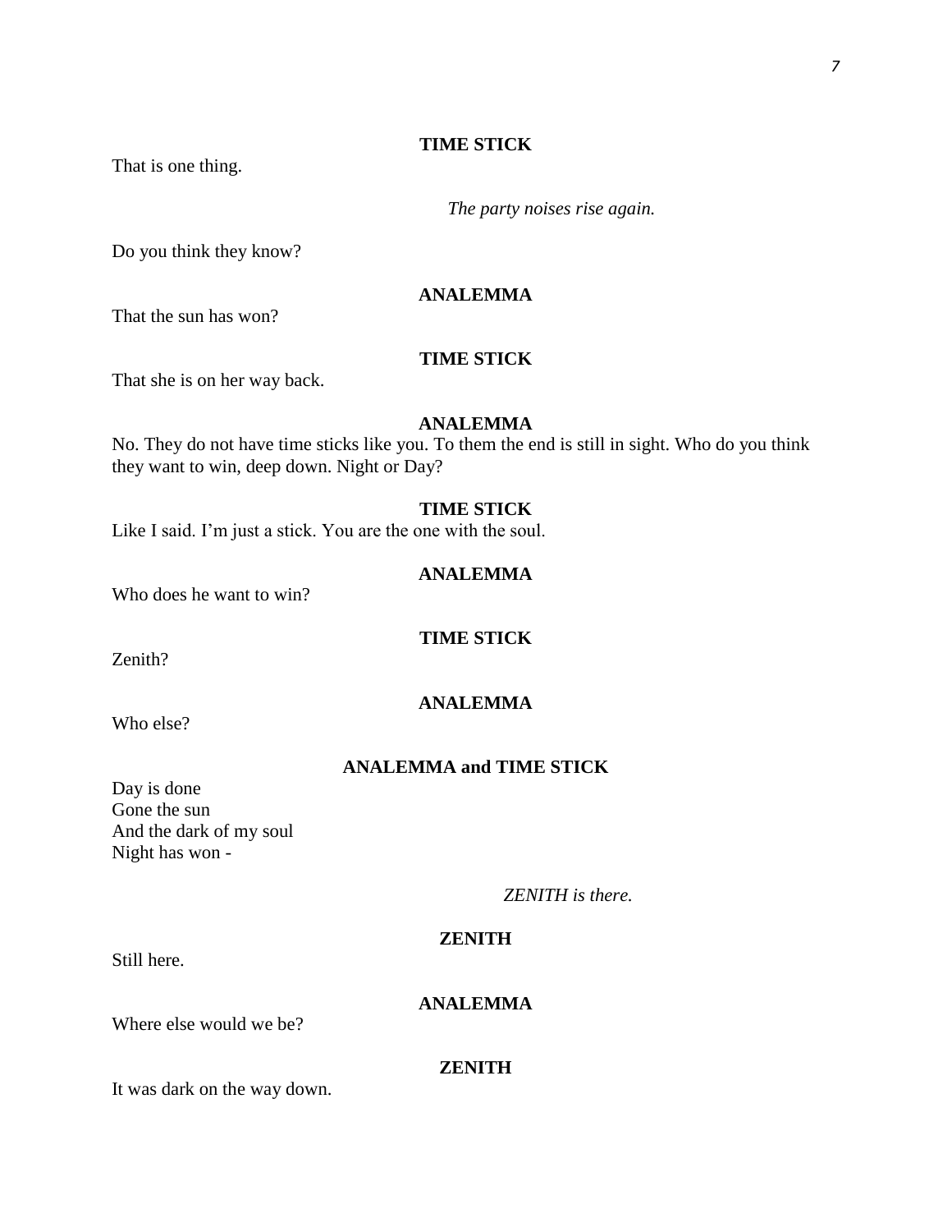**TIME STICK**

That is one thing.

*The party noises rise again.*

Do you think they know?

**ANALEMMA**

That the sun has won?

**TIME STICK**

That she is on her way back.

**ANALEMMA**

No. They do not have time sticks like you. To them the end is still in sight. Who do you think they want to win, deep down. Night or Day?

**TIME STICK**

Like I said. I'm just a stick. You are the one with the soul.

**ANALEMMA**

Who does he want to win?

**TIME STICK**

Zenith?

**ANALEMMA**

Who else?

**ANALEMMA and TIME STICK**

Day is done
Gone the sun
And the dark of my soul
Night has won -

*ZENITH is there.*

**ZENITH**

Still here.

**ANALEMMA**

Where else would we be?

**ZENITH**

It was dark on the way down.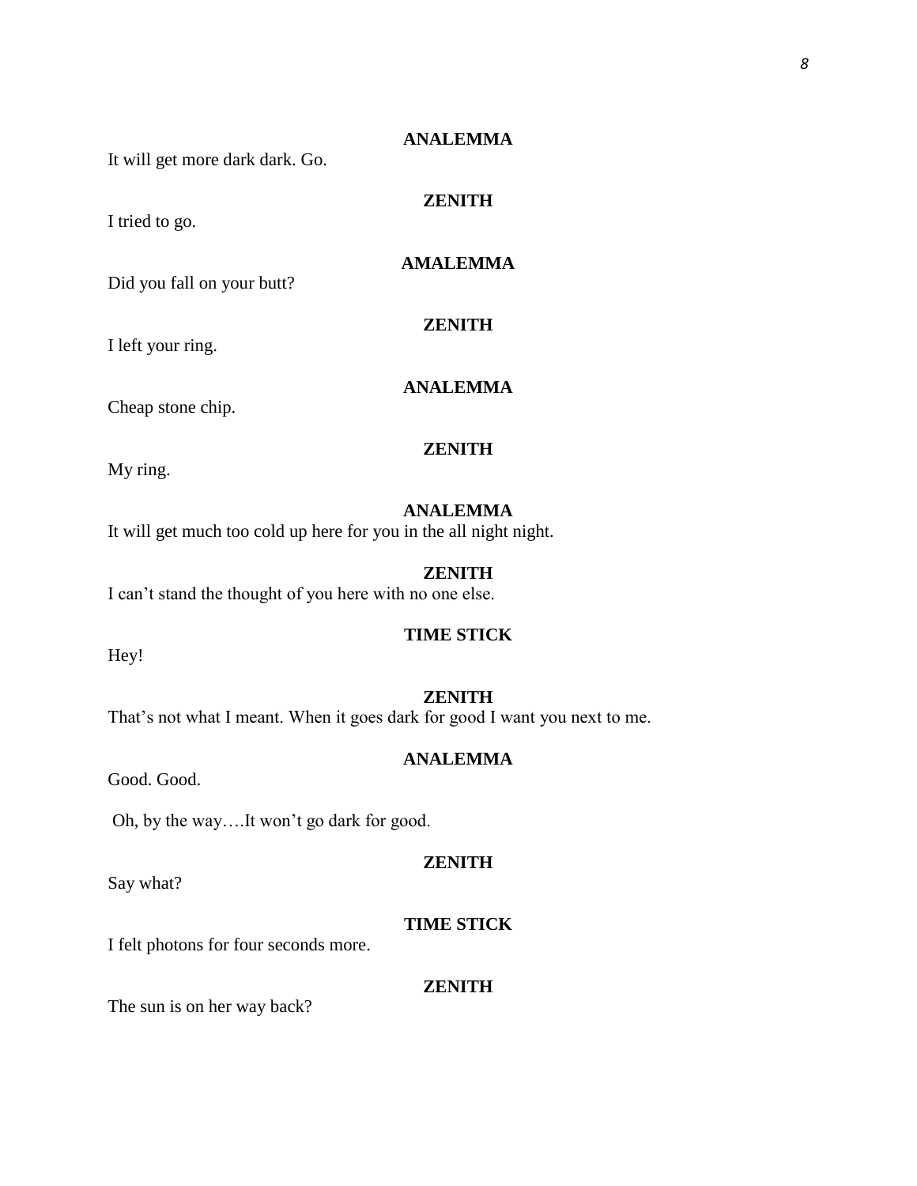**ANALEMMA**

It will get more dark dark. Go.

**ZENITH**

I tried to go.

**AMALEMMA**

Did you fall on your butt?

**ZENITH**

I left your ring.

**ANALEMMA**

Cheap stone chip.

**ZENITH**

My ring.

**ANALEMMA**

It will get much too cold up here for you in the all night night.

**ZENITH**

I can't stand the thought of you here with no one else.

**TIME STICK**

Hey!

**ZENITH**

That's not what I meant. When it goes dark for good I want you next to me.

**ANALEMMA**

Good. Good.

Oh, by the way….It won't go dark for good.

**ZENITH**

Say what?

**TIME STICK**

I felt photons for four seconds more.

**ZENITH**

The sun is on her way back?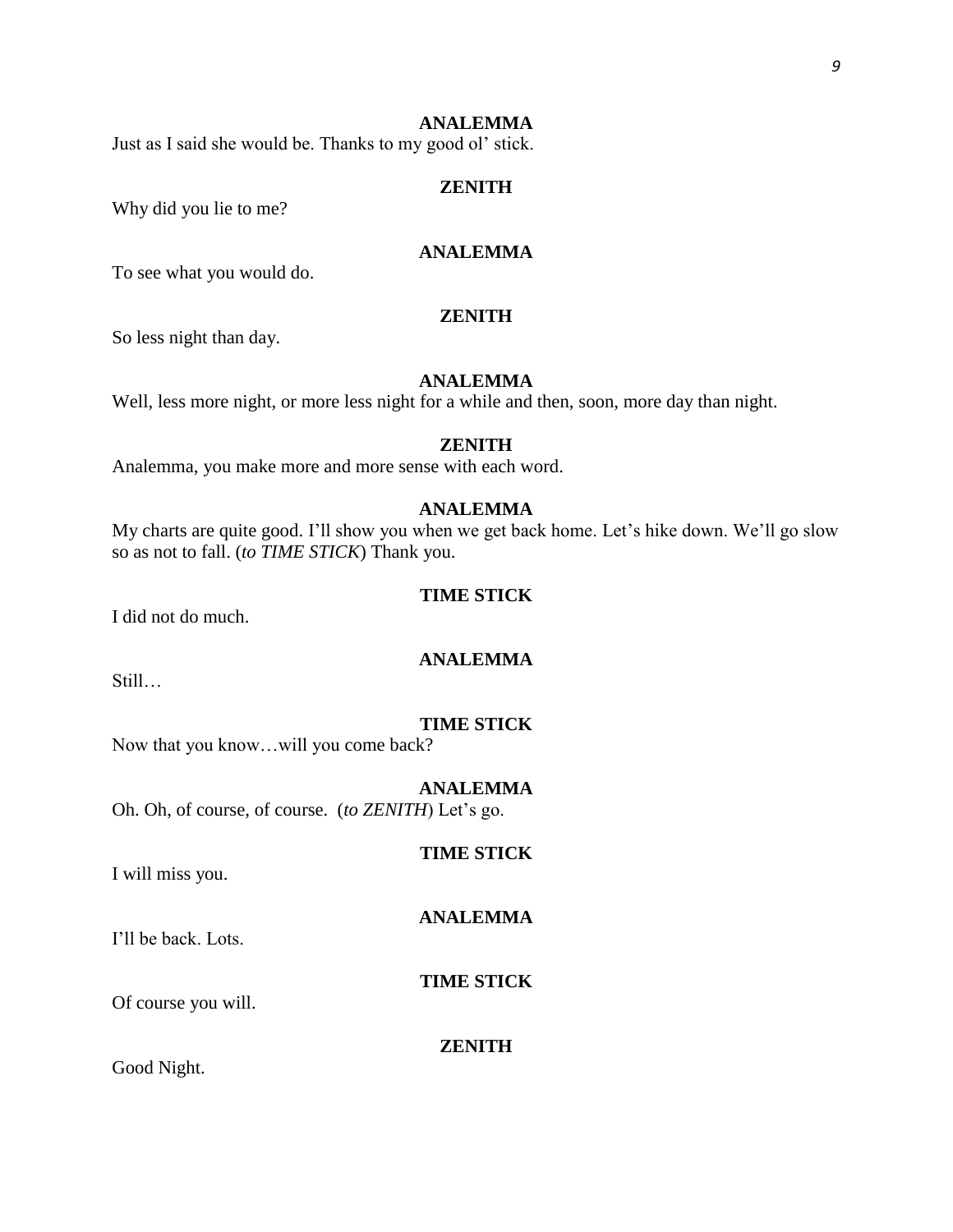**ANALEMMA**

Just as I said she would be. Thanks to my good ol' stick.

**ZENITH**

Why did you lie to me?

**ANALEMMA**

To see what you would do.

**ZENITH**

So less night than day.

**ANALEMMA**

Well, less more night, or more less night for a while and then, soon, more day than night.

**ZENITH**

Analemma, you make more and more sense with each word.

**ANALEMMA**

My charts are quite good. I'll show you when we get back home. Let's hike down. We'll go slow so as not to fall. (*to TIME STICK*) Thank you.

**TIME STICK**

I did not do much.

**ANALEMMA**

Still…

**TIME STICK**

Now that you know…will you come back?

**ANALEMMA**

Oh. Oh, of course, of course. (*to ZENITH*) Let's go.

**TIME STICK**

I will miss you.

**ANALEMMA**

I'll be back. Lots.

**TIME STICK**

Of course you will.

**ZENITH**

Good Night.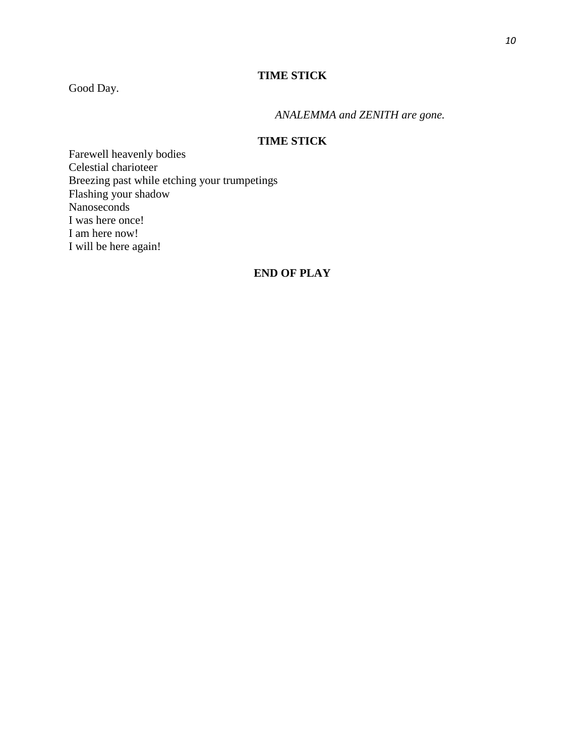**TIME STICK**

Good Day.

*ANALEMMA and ZENITH are gone.*

**TIME STICK**

Farewell heavenly bodies
Celestial charioteer
Breezing past while etching your trumpetings
Flashing your shadow
Nanoseconds
I was here once!
I am here now!
I will be here again!

**END OF PLAY**